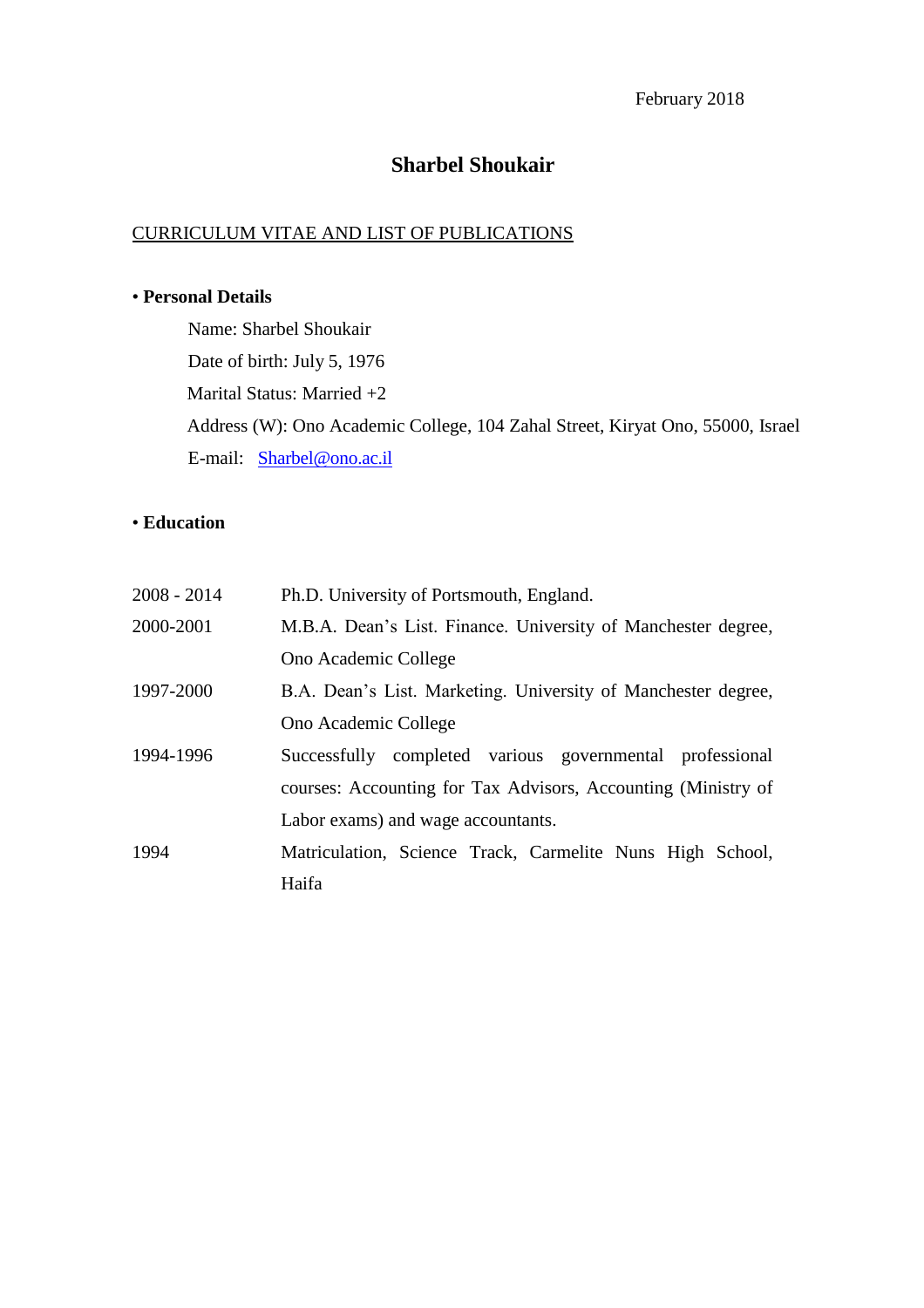February 2018

# Sharbel Shoukair

CURRICULUM VITAE AND LIST OF PUBLICATIONS

## • Personal Details

Name: Sharbel Shoukair

Date of birth: July 5, 1976

Marital Status: Married +2

Address (W): Ono Academic College, 104 Zahal Street, Kiryat Ono, 55000, Israel

E-mail: Sharbel@ono.ac.il

## • Education

| | |
|---|---|
| 2008 - 2014 | Ph.D. University of Portsmouth, England. |
| 2000-2001 | M.B.A. Dean's List. Finance. University of Manchester degree, Ono Academic College |
| 1997-2000 | B.A. Dean's List. Marketing. University of Manchester degree, Ono Academic College |
| 1994-1996 | Successfully completed various governmental professional courses: Accounting for Tax Advisors, Accounting (Ministry of Labor exams) and wage accountants. |
| 1994 | Matriculation, Science Track, Carmelite Nuns High School, Haifa |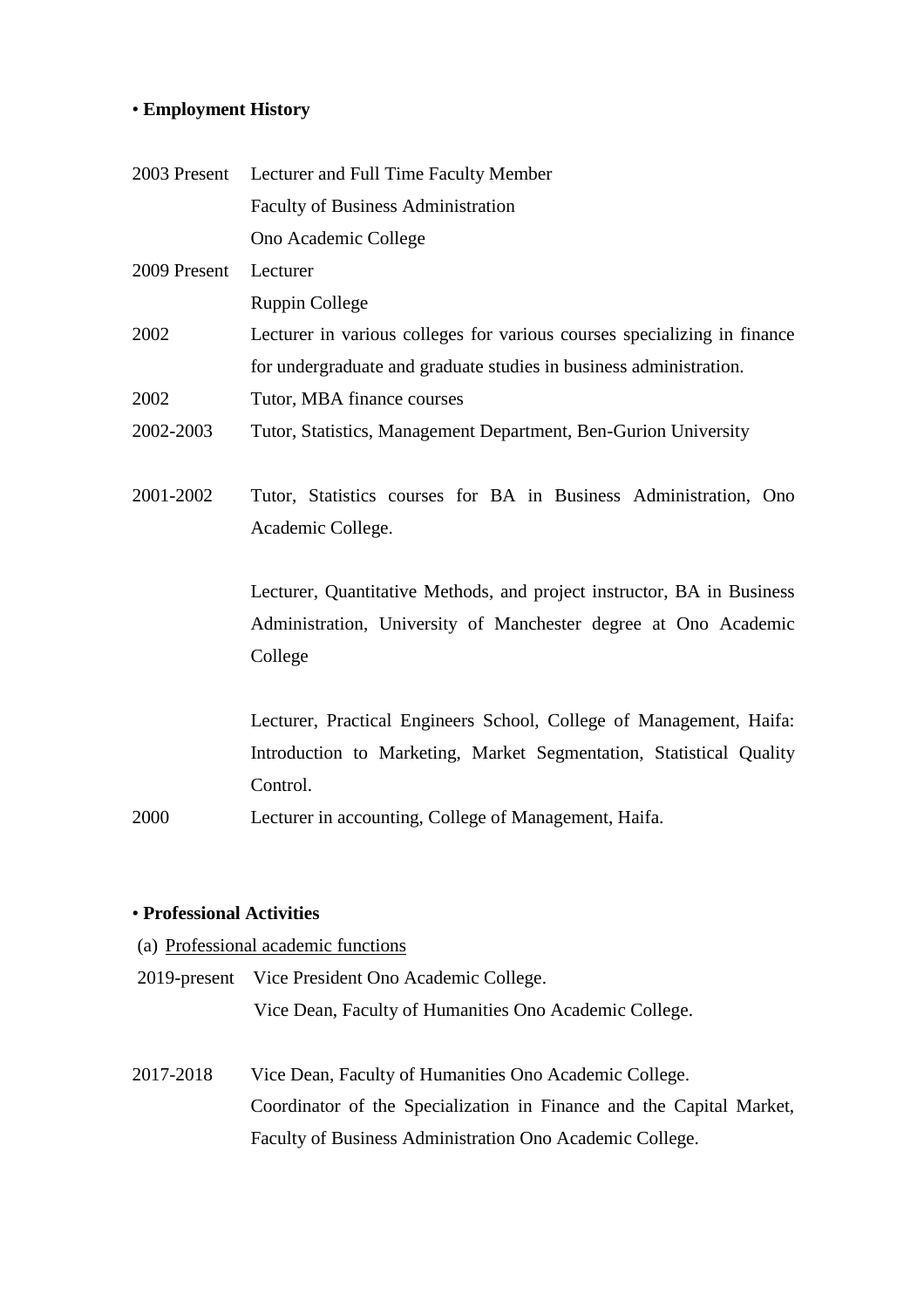• **Employment History**

| | |
|---|---|
| 2003 Present | Lecturer and Full Time Faculty Member<br>Faculty of Business Administration<br>Ono Academic College |
| 2009 Present | Lecturer<br>Ruppin College |
| 2002 | Lecturer in various colleges for various courses specializing in finance for undergraduate and graduate studies in business administration. |
| 2002 | Tutor, MBA finance courses |
| 2002-2003 | Tutor, Statistics, Management Department, Ben-Gurion University |
| 2001-2002 | Tutor, Statistics courses for BA in Business Administration, Ono Academic College.<br><br>Lecturer, Quantitative Methods, and project instructor, BA in Business Administration, University of Manchester degree at Ono Academic College<br><br>Lecturer, Practical Engineers School, College of Management, Haifa: Introduction to Marketing, Market Segmentation, Statistical Quality Control. |
| 2000 | Lecturer in accounting, College of Management, Haifa. |

• **Professional Activities**

(a) Professional academic functions

| | |
|---|---|
| 2019-present | Vice President Ono Academic College.<br>Vice Dean, Faculty of Humanities Ono Academic College. |
| 2017-2018 | Vice Dean, Faculty of Humanities Ono Academic College.<br>Coordinator of the Specialization in Finance and the Capital Market, Faculty of Business Administration Ono Academic College. |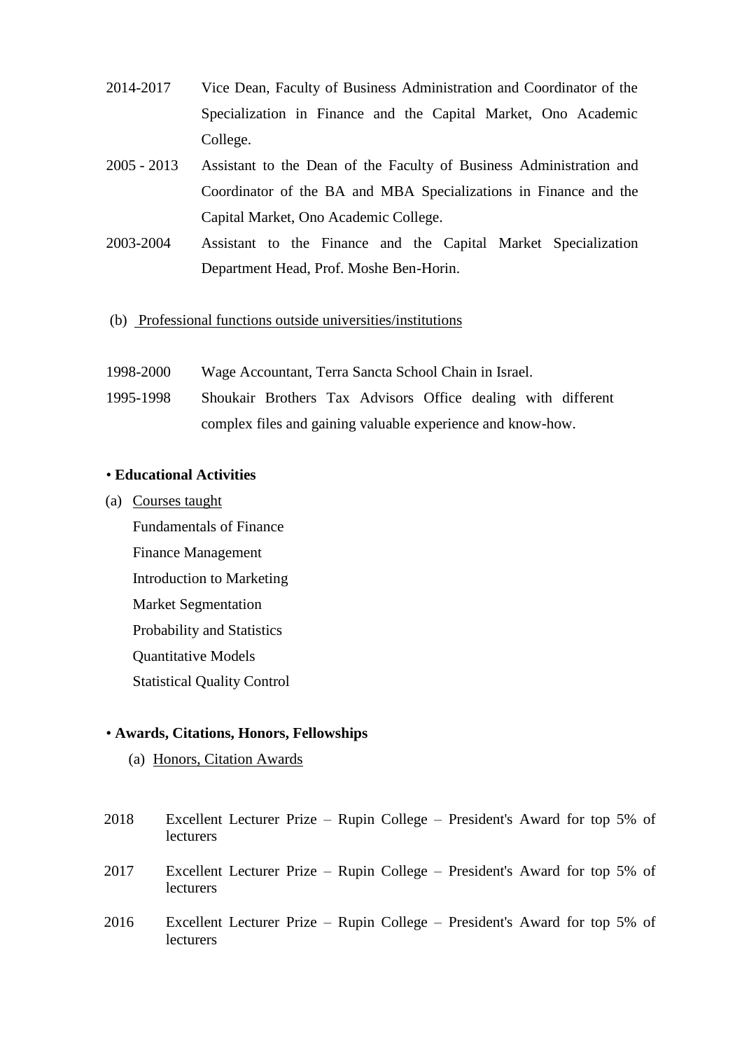| | |
|---|---|
| 2014-2017 | Vice Dean, Faculty of Business Administration and Coordinator of the Specialization in Finance and the Capital Market, Ono Academic College. |
| 2005 - 2013 | Assistant to the Dean of the Faculty of Business Administration and Coordinator of the BA and MBA Specializations in Finance and the Capital Market, Ono Academic College. |
| 2003-2004 | Assistant to the Finance and the Capital Market Specialization Department Head, Prof. Moshe Ben-Horin. |

(b) Professional functions outside universities/institutions

| | |
|---|---|
| 1998-2000 | Wage Accountant, Terra Sancta School Chain in Israel. |
| 1995-1998 | Shoukair Brothers Tax Advisors Office dealing with different complex files and gaining valuable experience and know-how. |

• **Educational Activities**

(a) Courses taught

Fundamentals of Finance
Finance Management
Introduction to Marketing
Market Segmentation
Probability and Statistics
Quantitative Models
Statistical Quality Control

• **Awards, Citations, Honors, Fellowships**

(a) Honors, Citation Awards

| | |
|---|---|
| 2018 | Excellent Lecturer Prize – Rupin College – President's Award for top 5% of lecturers |
| 2017 | Excellent Lecturer Prize – Rupin College – President's Award for top 5% of lecturers |
| 2016 | Excellent Lecturer Prize – Rupin College – President's Award for top 5% of lecturers |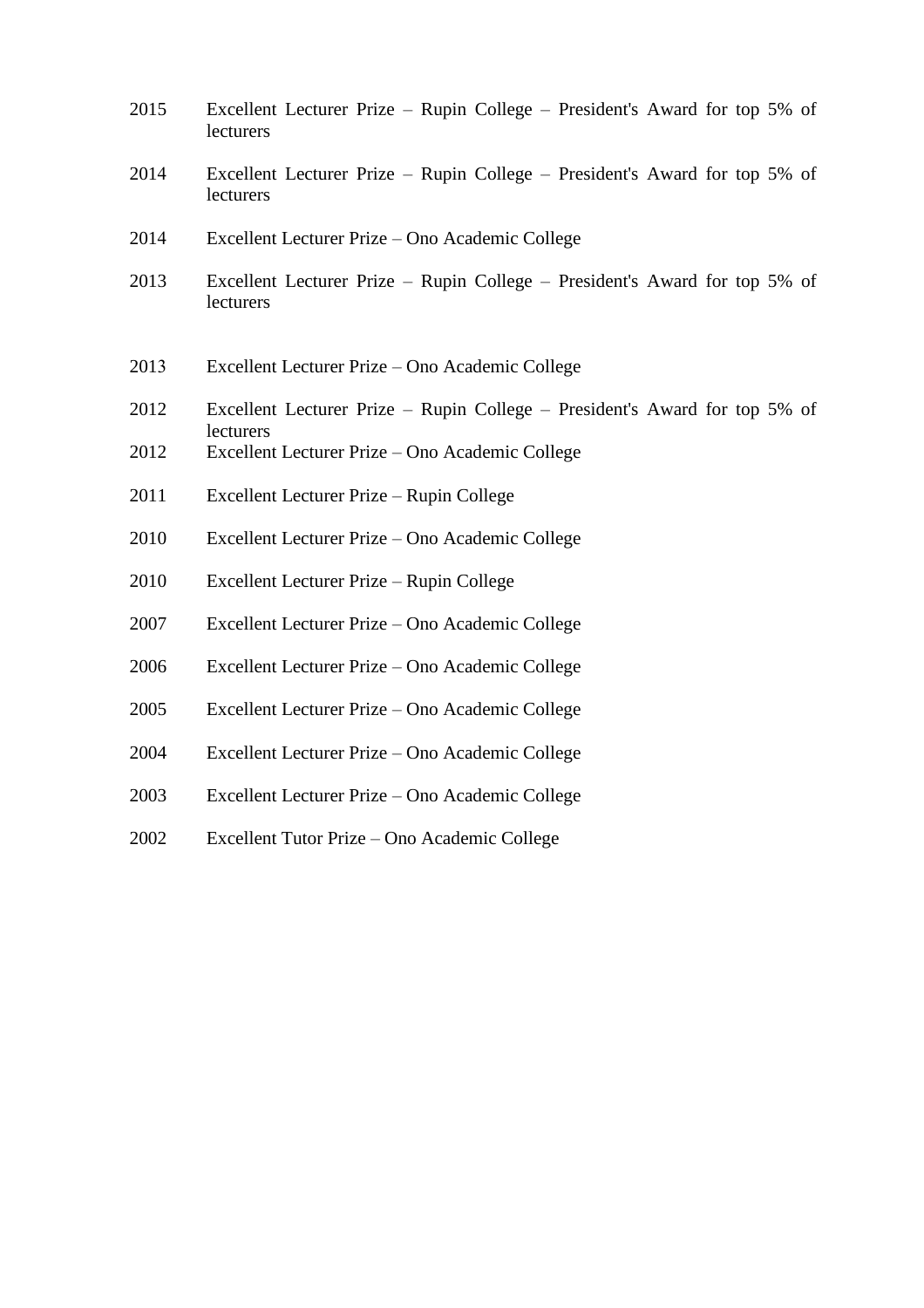2015 Excellent Lecturer Prize – Rupin College – President's Award for top 5% of lecturers

2014 Excellent Lecturer Prize – Rupin College – President's Award for top 5% of lecturers

2014 Excellent Lecturer Prize – Ono Academic College

2013 Excellent Lecturer Prize – Rupin College – President's Award for top 5% of lecturers

2013 Excellent Lecturer Prize – Ono Academic College

2012 Excellent Lecturer Prize – Rupin College – President's Award for top 5% of lecturers

2012 Excellent Lecturer Prize – Ono Academic College

2011 Excellent Lecturer Prize – Rupin College

2010 Excellent Lecturer Prize – Ono Academic College

2010 Excellent Lecturer Prize – Rupin College

2007 Excellent Lecturer Prize – Ono Academic College

2006 Excellent Lecturer Prize – Ono Academic College

2005 Excellent Lecturer Prize – Ono Academic College

2004 Excellent Lecturer Prize – Ono Academic College

2003 Excellent Lecturer Prize – Ono Academic College

2002 Excellent Tutor Prize – Ono Academic College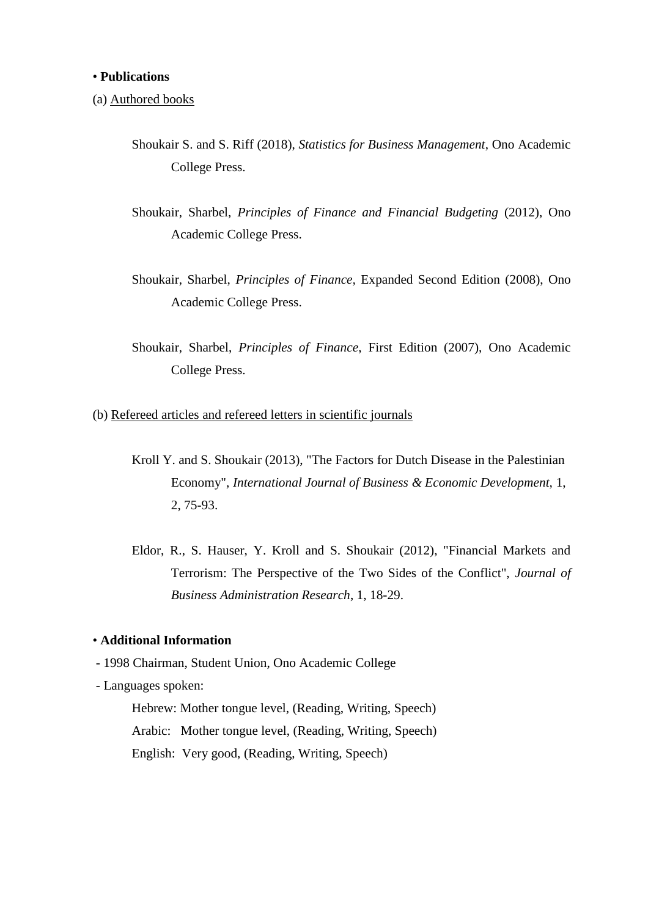• **Publications**

(a) Authored books

Shoukair S. and S. Riff (2018), *Statistics for Business Management*, Ono Academic College Press.

Shoukair, Sharbel, *Principles of Finance and Financial Budgeting* (2012), Ono Academic College Press.

Shoukair, Sharbel, *Principles of Finance*, Expanded Second Edition (2008), Ono Academic College Press.

Shoukair, Sharbel, *Principles of Finance*, First Edition (2007), Ono Academic College Press.

(b) Refereed articles and refereed letters in scientific journals

Kroll Y. and S. Shoukair (2013), "The Factors for Dutch Disease in the Palestinian Economy", *International Journal of Business & Economic Development*, 1, 2, 75-93.

Eldor, R., S. Hauser, Y. Kroll and S. Shoukair (2012), "Financial Markets and Terrorism: The Perspective of the Two Sides of the Conflict", *Journal of Business Administration Research*, 1, 18-29.

• **Additional Information**

- 1998 Chairman, Student Union, Ono Academic College
- Languages spoken:

  Hebrew: Mother tongue level, (Reading, Writing, Speech)

  Arabic: Mother tongue level, (Reading, Writing, Speech)

  English: Very good, (Reading, Writing, Speech)